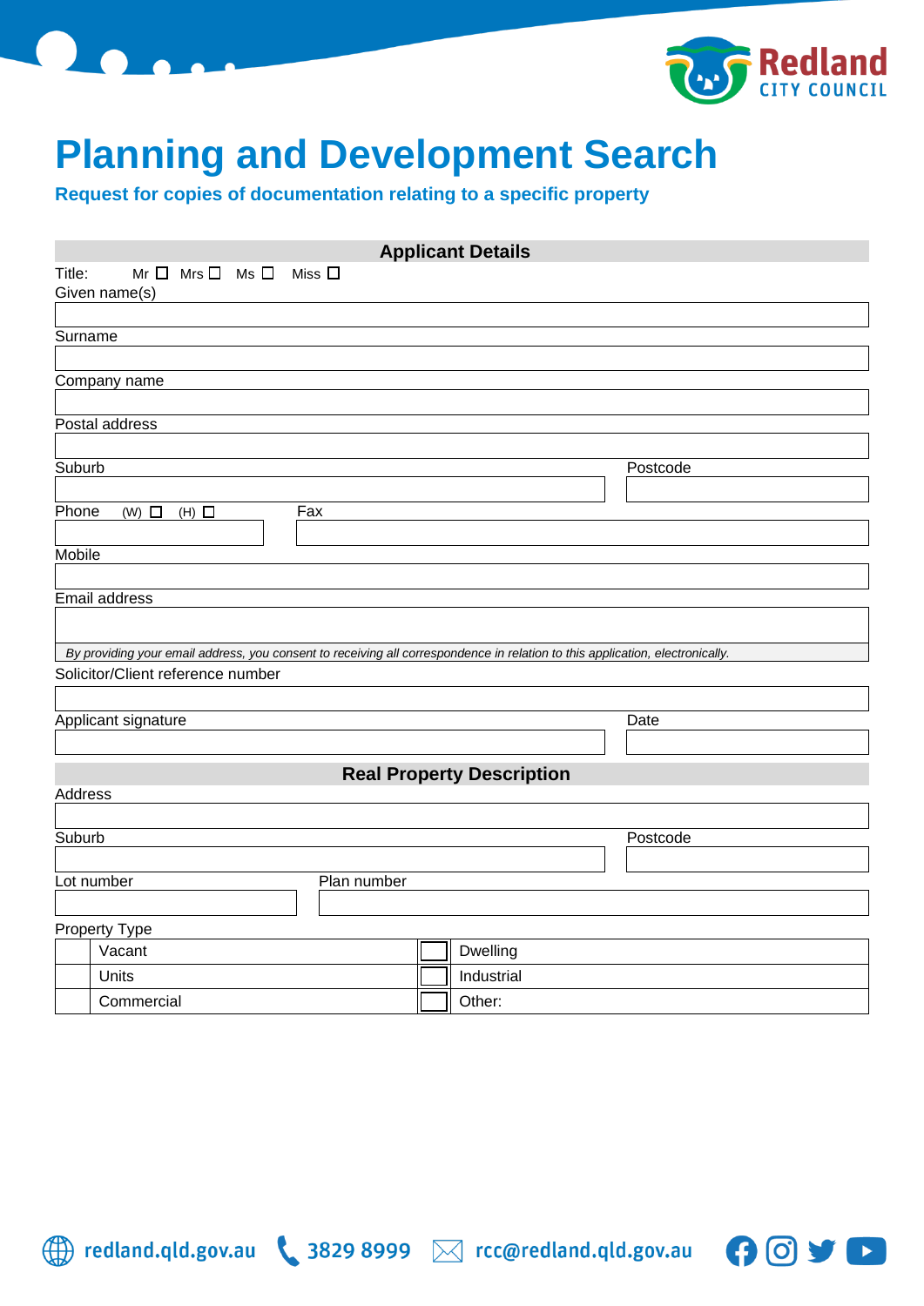# Planning and Development Search

## Request for copies of documentation relating to a specific property

### Applicant Details

Title: Mr ☐ Mrs ☐ Ms ☐ Miss ☐

Given name(s)

Surname

Company name

Postal address

Suburb | Postcode

Phone (W) ☐ (H) ☐ | Fax

Mobile

Email address

*By providing your email address, you consent to receiving all correspondence in relation to this application, electronically.*

Solicitor/Client reference number

Applicant signature | Date

### Real Property Description

Address

Suburb | Postcode

Lot number | Plan number

Property Type

| | | | |
|---|---|---|---|
| ☐ | Vacant | ☐ | Dwelling |
| ☐ | Units | ☐ | Industrial |
| ☐ | Commercial | ☐ | Other: |

redland.qld.gov.au 3829 8999 rcc@redland.qld.gov.au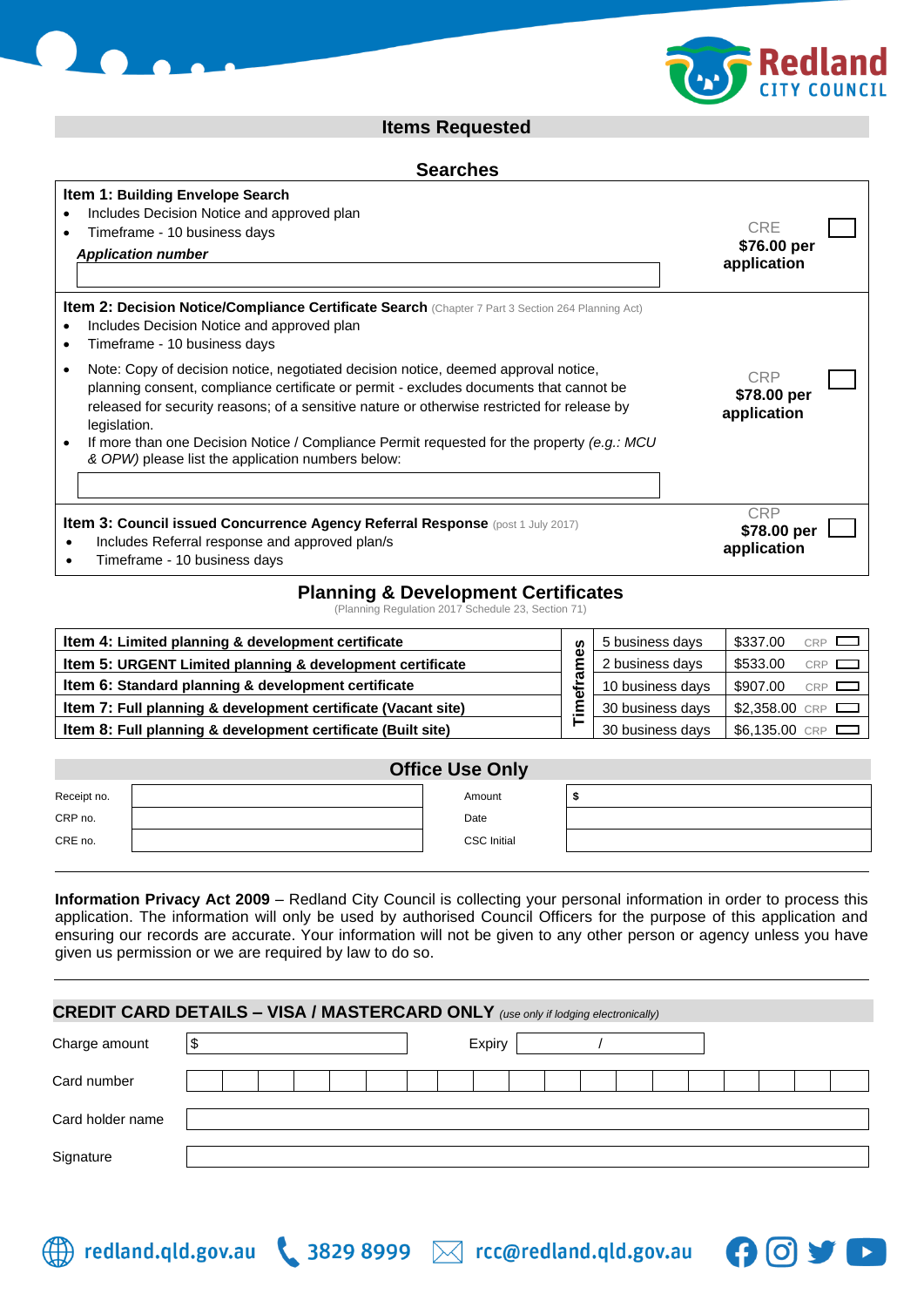## Items Requested

### Searches

| | |
|---|---|
| **Item 1: Building Envelope Search**<br>• Includes Decision Notice and approved plan<br>• Timeframe - 10 business days<br>***Application number*** | CRE<br>**$76.00 per application** ☐ |
| **Item 2: Decision Notice/Compliance Certificate Search** (Chapter 7 Part 3 Section 264 Planning Act)<br>• Includes Decision Notice and approved plan<br>• Timeframe - 10 business days<br>• Note: Copy of decision notice, negotiated decision notice, deemed approval notice, planning consent, compliance certificate or permit - excludes documents that cannot be released for security reasons; of a sensitive nature or otherwise restricted for release by legislation.<br>• If more than one Decision Notice / Compliance Permit requested for the property *(e.g.: MCU & OPW)* please list the application numbers below: | CRP<br>**$78.00 per application** ☐ |
| **Item 3: Council issued Concurrence Agency Referral Response** (post 1 July 2017)<br>• Includes Referral response and approved plan/s<br>• Timeframe - 10 business days | CRP<br>**$78.00 per application** ☐ |

### Planning & Development Certificates

(Planning Regulation 2017 Schedule 23, Section 71)

| | Timeframes | | |
|---|---|---|---|
| **Item 4: Limited planning & development certificate** | 5 business days | $337.00 | CRP ☐ |
| **Item 5: URGENT Limited planning & development certificate** | 2 business days | $533.00 | CRP ☐ |
| **Item 6: Standard planning & development certificate** | 10 business days | $907.00 | CRP ☐ |
| **Item 7: Full planning & development certificate (Vacant site)** | 30 business days | $2,358.00 | CRP ☐ |
| **Item 8: Full planning & development certificate (Built site)** | 30 business days | $6,135.00 | CRP ☐ |

### Office Use Only

| | | | |
|---|---|---|---|
| Receipt no. | | Amount | $ |
| CRP no. | | Date | |
| CRE no. | | CSC Initial | |

**Information Privacy Act 2009** – Redland City Council is collecting your personal information in order to process this application. The information will only be used by authorised Council Officers for the purpose of this application and ensuring our records are accurate. Your information will not be given to any other person or agency unless you have given us permission or we are required by law to do so.

### CREDIT CARD DETAILS – VISA / MASTERCARD ONLY *(use only if lodging electronically)*

| | | | |
|---|---|---|---|
| Charge amount | $ | Expiry | / |
| Card number | | | |
| Card holder name | | | |
| Signature | | | |

redland.qld.gov.au   3829 8999   rcc@redland.qld.gov.au